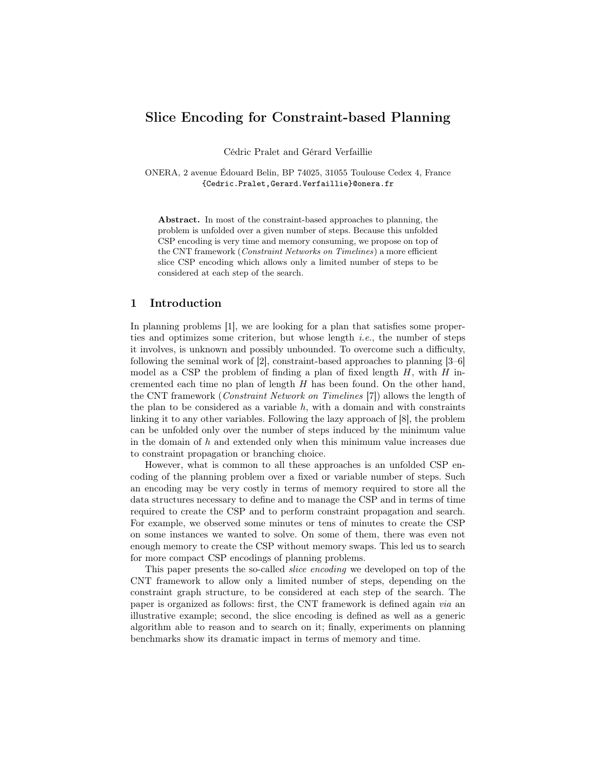# Slice Encoding for Constraint-based Planning

Cédric Pralet and Gérard Verfaillie

ONERA, 2 avenue Édouard Belin, BP 74025, 31055 Toulouse Cedex 4, France
{Cedric.Pralet,Gerard.Verfaillie}@onera.fr

**Abstract.** In most of the constraint-based approaches to planning, the problem is unfolded over a given number of steps. Because this unfolded CSP encoding is very time and memory consuming, we propose on top of the CNT framework (*Constraint Networks on Timelines*) a more efficient slice CSP encoding which allows only a limited number of steps to be considered at each step of the search.

## 1 Introduction

In planning problems [1], we are looking for a plan that satisfies some properties and optimizes some criterion, but whose length *i.e.*, the number of steps it involves, is unknown and possibly unbounded. To overcome such a difficulty, following the seminal work of [2], constraint-based approaches to planning [3–6] model as a CSP the problem of finding a plan of fixed length $H$, with $H$ incremented each time no plan of length $H$ has been found. On the other hand, the CNT framework (*Constraint Network on Timelines* [7]) allows the length of the plan to be considered as a variable $h$, with a domain and with constraints linking it to any other variables. Following the lazy approach of [8], the problem can be unfolded only over the number of steps induced by the minimum value in the domain of $h$ and extended only when this minimum value increases due to constraint propagation or branching choice.

However, what is common to all these approaches is an unfolded CSP encoding of the planning problem over a fixed or variable number of steps. Such an encoding may be very costly in terms of memory required to store all the data structures necessary to define and to manage the CSP and in terms of time required to create the CSP and to perform constraint propagation and search. For example, we observed some minutes or tens of minutes to create the CSP on some instances we wanted to solve. On some of them, there was even not enough memory to create the CSP without memory swaps. This led us to search for more compact CSP encodings of planning problems.

This paper presents the so-called *slice encoding* we developed on top of the CNT framework to allow only a limited number of steps, depending on the constraint graph structure, to be considered at each step of the search. The paper is organized as follows: first, the CNT framework is defined again *via* an illustrative example; second, the slice encoding is defined as well as a generic algorithm able to reason and to search on it; finally, experiments on planning benchmarks show its dramatic impact in terms of memory and time.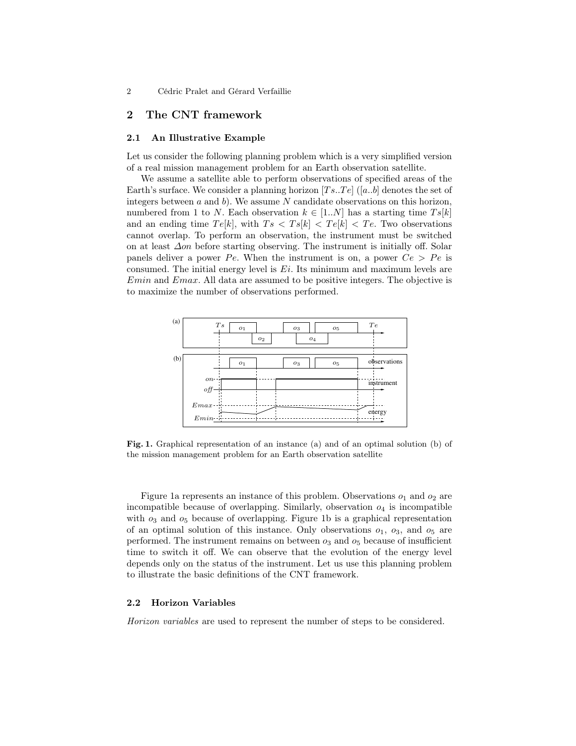## 2 The CNT framework

### 2.1 An Illustrative Example

Let us consider the following planning problem which is a very simplified version of a real mission management problem for an Earth observation satellite.

We assume a satellite able to perform observations of specified areas of the Earth's surface. We consider a planning horizon $[Ts..Te]$ ($[a..b]$ denotes the set of integers between $a$ and $b$). We assume $N$ candidate observations on this horizon, numbered from 1 to $N$. Each observation $k \in [1..N]$ has a starting time $Ts[k]$ and an ending time $Te[k]$, with $Ts < Ts[k] < Te[k] < Te$. Two observations cannot overlap. To perform an observation, the instrument must be switched on at least $\Delta on$ before starting observing. The instrument is initially off. Solar panels deliver a power $Pe$. When the instrument is on, a power $Ce > Pe$ is consumed. The initial energy level is $Ei$. Its minimum and maximum levels are $Emin$ and $Emax$. All data are assumed to be positive integers. The objective is to maximize the number of observations performed.

**Fig. 1.** Graphical representation of an instance (a) and of an optimal solution (b) of the mission management problem for an Earth observation satellite

Figure 1a represents an instance of this problem. Observations $o_1$ and $o_2$ are incompatible because of overlapping. Similarly, observation $o_4$ is incompatible with $o_3$ and $o_5$ because of overlapping. Figure 1b is a graphical representation of an optimal solution of this instance. Only observations $o_1$, $o_3$, and $o_5$ are performed. The instrument remains on between $o_3$ and $o_5$ because of insufficient time to switch it off. We can observe that the evolution of the energy level depends only on the status of the instrument. Let us use this planning problem to illustrate the basic definitions of the CNT framework.

### 2.2 Horizon Variables

*Horizon variables* are used to represent the number of steps to be considered.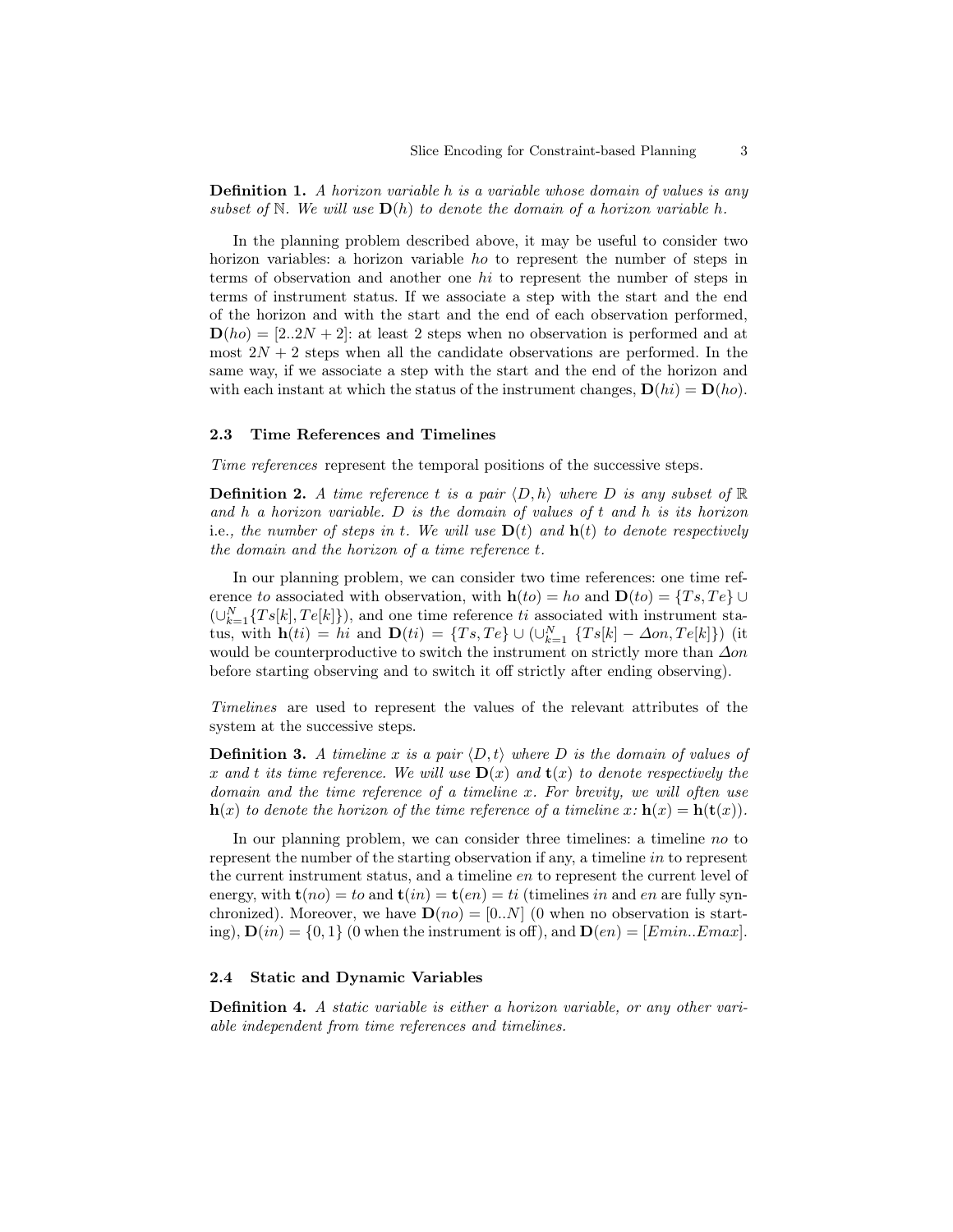**Definition 1.** *A horizon variable $h$ is a variable whose domain of values is any subset of $\mathbb{N}$. We will use $\mathbf{D}(h)$ to denote the domain of a horizon variable $h$.*

In the planning problem described above, it may be useful to consider two horizon variables: a horizon variable $ho$ to represent the number of steps in terms of observation and another one $hi$ to represent the number of steps in terms of instrument status. If we associate a step with the start and the end of the horizon and with the start and the end of each observation performed, $\mathbf{D}(ho) = [2..2N+2]$: at least 2 steps when no observation is performed and at most $2N+2$ steps when all the candidate observations are performed. In the same way, if we associate a step with the start and the end of the horizon and with each instant at which the status of the instrument changes, $\mathbf{D}(hi) = \mathbf{D}(ho)$.

### 2.3 Time References and Timelines

*Time references* represent the temporal positions of the successive steps.

**Definition 2.** *A time reference $t$ is a pair $\langle D, h \rangle$ where $D$ is any subset of $\mathbb{R}$ and $h$ a horizon variable. $D$ is the domain of values of $t$ and $h$ is its horizon* i.e.*, the number of steps in $t$. We will use $\mathbf{D}(t)$ and $\mathbf{h}(t)$ to denote respectively the domain and the horizon of a time reference $t$.*

In our planning problem, we can consider two time references: one time reference $to$ associated with observation, with $\mathbf{h}(to) = ho$ and $\mathbf{D}(to) = \{Ts, Te\} \cup (\cup_{k=1}^{N} \{Ts[k], Te[k]\})$, and one time reference $ti$ associated with instrument status, with $\mathbf{h}(ti) = hi$ and $\mathbf{D}(ti) = \{Ts, Te\} \cup (\cup_{k=1}^{N} \{Ts[k] - \Delta on, Te[k]\})$ (it would be counterproductive to switch the instrument on strictly more than $\Delta on$ before starting observing and to switch it off strictly after ending observing).

*Timelines* are used to represent the values of the relevant attributes of the system at the successive steps.

**Definition 3.** *A timeline $x$ is a pair $\langle D, t \rangle$ where $D$ is the domain of values of $x$ and $t$ its time reference. We will use $\mathbf{D}(x)$ and $\mathbf{t}(x)$ to denote respectively the domain and the time reference of a timeline $x$. For brevity, we will often use $\mathbf{h}(x)$ to denote the horizon of the time reference of a timeline $x$: $\mathbf{h}(x) = \mathbf{h}(\mathbf{t}(x))$.*

In our planning problem, we can consider three timelines: a timeline $no$ to represent the number of the starting observation if any, a timeline $in$ to represent the current instrument status, and a timeline $en$ to represent the current level of energy, with $\mathbf{t}(no) = to$ and $\mathbf{t}(in) = \mathbf{t}(en) = ti$ (timelines $in$ and $en$ are fully synchronized). Moreover, we have $\mathbf{D}(no) = [0..N]$ (0 when no observation is starting), $\mathbf{D}(in) = \{0, 1\}$ (0 when the instrument is off), and $\mathbf{D}(en) = [Emin..Emax]$.

### 2.4 Static and Dynamic Variables

**Definition 4.** *A static variable is either a horizon variable, or any other variable independent from time references and timelines.*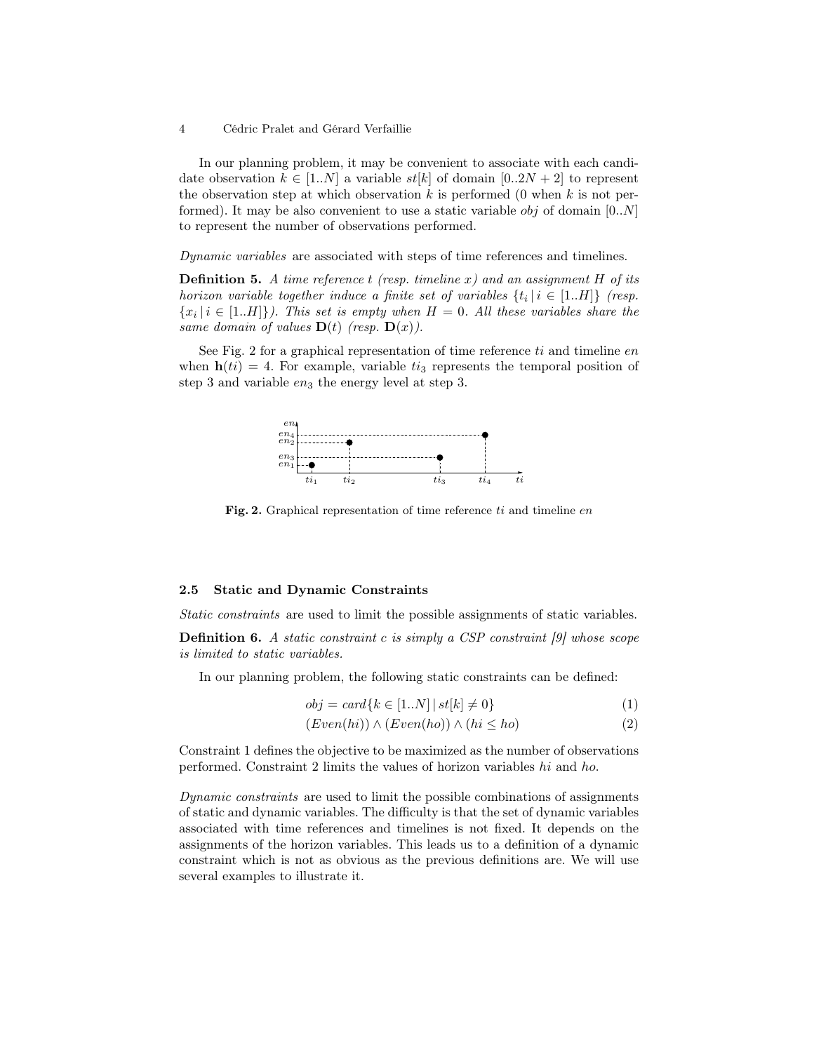In our planning problem, it may be convenient to associate with each candidate observation $k \in [1..N]$ a variable $st[k]$ of domain $[0..2N+2]$ to represent the observation step at which observation $k$ is performed (0 when $k$ is not performed). It may be also convenient to use a static variable $obj$ of domain $[0..N]$ to represent the number of observations performed.

*Dynamic variables* are associated with steps of time references and timelines.

**Definition 5.** *A time reference $t$ (resp. timeline $x$) and an assignment $H$ of its horizon variable together induce a finite set of variables $\{t_i \,|\, i \in [1..H]\}$ (resp. $\{x_i \,|\, i \in [1..H]\}$). This set is empty when $H = 0$. All these variables share the same domain of values $\mathbf{D}(t)$ (resp. $\mathbf{D}(x)$).*

See Fig. 2 for a graphical representation of time reference $ti$ and timeline $en$ when $\mathbf{h}(ti) = 4$. For example, variable $ti_3$ represents the temporal position of step 3 and variable $en_3$ the energy level at step 3.

**Fig. 2.** Graphical representation of time reference $ti$ and timeline $en$

### 2.5 Static and Dynamic Constraints

*Static constraints* are used to limit the possible assignments of static variables.

**Definition 6.** *A static constraint $c$ is simply a CSP constraint [9] whose scope is limited to static variables.*

In our planning problem, the following static constraints can be defined:

$$obj = card\{k \in [1..N] \,|\, st[k] \neq 0\} \tag{1}$$

$$(Even(hi)) \wedge (Even(ho)) \wedge (hi \leq ho) \tag{2}$$

Constraint 1 defines the objective to be maximized as the number of observations performed. Constraint 2 limits the values of horizon variables $hi$ and $ho$.

*Dynamic constraints* are used to limit the possible combinations of assignments of static and dynamic variables. The difficulty is that the set of dynamic variables associated with time references and timelines is not fixed. It depends on the assignments of the horizon variables. This leads us to a definition of a dynamic constraint which is not as obvious as the previous definitions are. We will use several examples to illustrate it.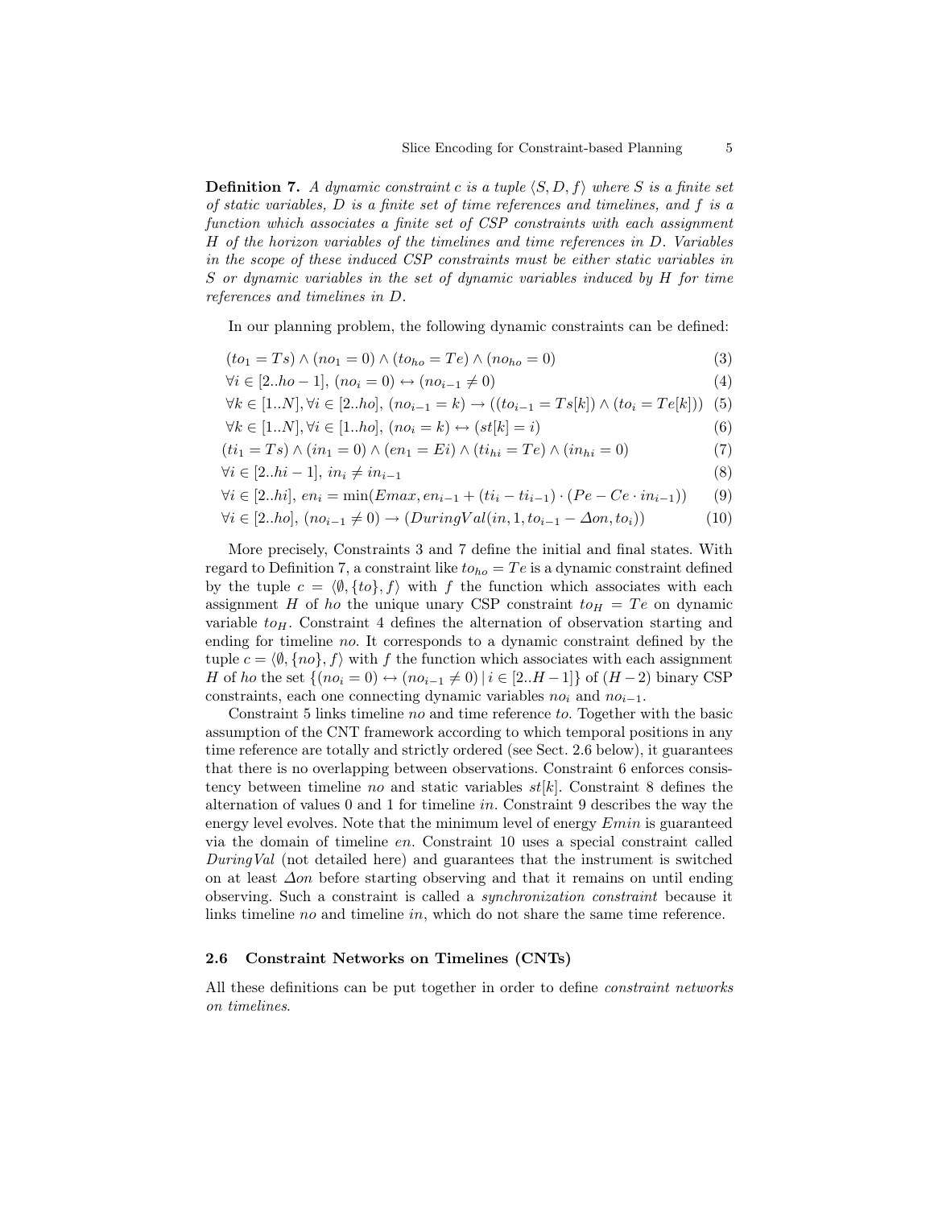**Definition 7.** *A dynamic constraint $c$ is a tuple $\langle S, D, f\rangle$ where $S$ is a finite set of static variables, $D$ is a finite set of time references and timelines, and $f$ is a function which associates a finite set of CSP constraints with each assignment $H$ of the horizon variables of the timelines and time references in $D$. Variables in the scope of these induced CSP constraints must be either static variables in $S$ or dynamic variables in the set of dynamic variables induced by $H$ for time references and timelines in $D$.*

In our planning problem, the following dynamic constraints can be defined:

$$(to_1 = Ts) \wedge (no_1 = 0) \wedge (to_{ho} = Te) \wedge (no_{ho} = 0) \tag{3}$$

$$\forall i \in [2..ho-1],\ (no_i = 0) \leftrightarrow (no_{i-1} \neq 0) \tag{4}$$

$$\forall k \in [1..N], \forall i \in [2..ho],\ (no_{i-1} = k) \rightarrow ((to_{i-1} = Ts[k]) \wedge (to_i = Te[k])) \tag{5}$$

$$\forall k \in [1..N], \forall i \in [1..ho],\ (no_i = k) \leftrightarrow (st[k] = i) \tag{6}$$

$$(ti_1 = Ts) \wedge (in_1 = 0) \wedge (en_1 = Ei) \wedge (ti_{hi} = Te) \wedge (in_{hi} = 0) \tag{7}$$

$$\forall i \in [2..hi-1],\ in_i \neq in_{i-1} \tag{8}$$

$$\forall i \in [2..hi],\ en_i = \min(Emax, en_{i-1} + (ti_i - ti_{i-1}) \cdot (Pe - Ce \cdot in_{i-1})) \tag{9}$$

$$\forall i \in [2..ho],\ (no_{i-1} \neq 0) \rightarrow (DuringVal(in, 1, to_{i-1} - \Delta on, to_i)) \tag{10}$$

More precisely, Constraints 3 and 7 define the initial and final states. With regard to Definition 7, a constraint like $to_{ho} = Te$ is a dynamic constraint defined by the tuple $c = \langle \emptyset, \{to\}, f\rangle$ with $f$ the function which associates with each assignment $H$ of $ho$ the unique unary CSP constraint $to_H = Te$ on dynamic variable $to_H$. Constraint 4 defines the alternation of observation starting and ending for timeline $no$. It corresponds to a dynamic constraint defined by the tuple $c = \langle \emptyset, \{no\}, f\rangle$ with $f$ the function which associates with each assignment $H$ of $ho$ the set $\{(no_i = 0) \leftrightarrow (no_{i-1} \neq 0) \mid i \in [2..H-1]\}$ of $(H-2)$ binary CSP constraints, each one connecting dynamic variables $no_i$ and $no_{i-1}$.

Constraint 5 links timeline $no$ and time reference $to$. Together with the basic assumption of the CNT framework according to which temporal positions in any time reference are totally and strictly ordered (see Sect. 2.6 below), it guarantees that there is no overlapping between observations. Constraint 6 enforces consistency between timeline $no$ and static variables $st[k]$. Constraint 8 defines the alternation of values 0 and 1 for timeline $in$. Constraint 9 describes the way the energy level evolves. Note that the minimum level of energy $Emin$ is guaranteed via the domain of timeline $en$. Constraint 10 uses a special constraint called $DuringVal$ (not detailed here) and guarantees that the instrument is switched on at least $\Delta on$ before starting observing and that it remains on until ending observing. Such a constraint is called a *synchronization constraint* because it links timeline $no$ and timeline $in$, which do not share the same time reference.

### 2.6 Constraint Networks on Timelines (CNTs)

All these definitions can be put together in order to define *constraint networks on timelines*.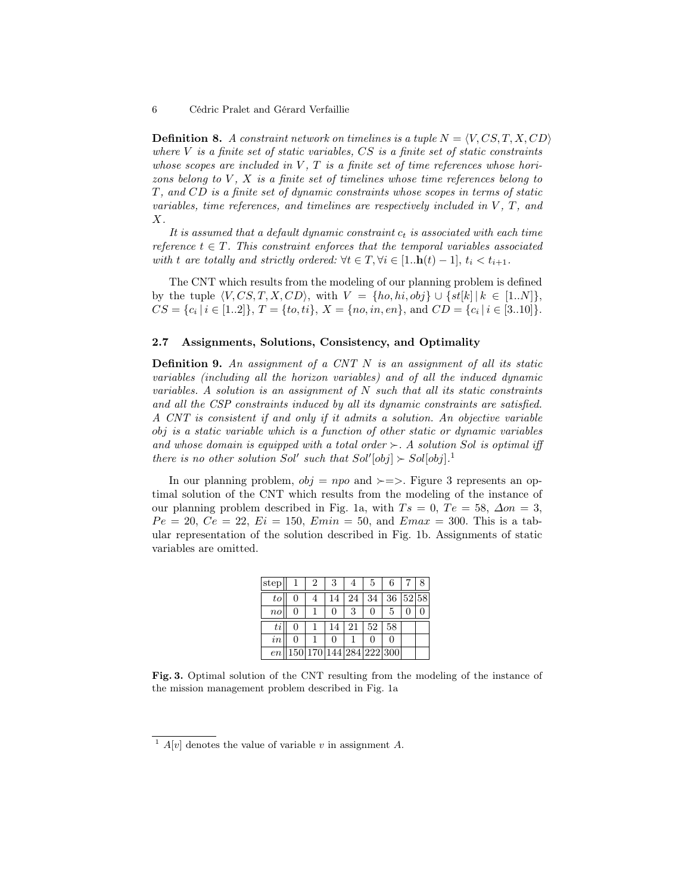**Definition 8.** *A constraint network on timelines is a tuple $N = \langle V, CS, T, X, CD \rangle$ where $V$ is a finite set of static variables, $CS$ is a finite set of static constraints whose scopes are included in $V$, $T$ is a finite set of time references whose horizons belong to $V$, $X$ is a finite set of timelines whose time references belong to $T$, and $CD$ is a finite set of dynamic constraints whose scopes in terms of static variables, time references, and timelines are respectively included in $V$, $T$, and $X$.*

*It is assumed that a default dynamic constraint $c_t$ is associated with each time reference $t \in T$. This constraint enforces that the temporal variables associated with $t$ are totally and strictly ordered: $\forall t \in T, \forall i \in [1..\mathbf{h}(t) - 1]$, $t_i < t_{i+1}$.*

The CNT which results from the modeling of our planning problem is defined by the tuple $\langle V, CS, T, X, CD \rangle$, with $V = \{ho, hi, obj\} \cup \{st[k] \mid k \in [1..N]\}$, $CS = \{c_i \mid i \in [1..2]\}$, $T = \{to, ti\}$, $X = \{no, in, en\}$, and $CD = \{c_i \mid i \in [3..10]\}$.

### 2.7 Assignments, Solutions, Consistency, and Optimality

**Definition 9.** *An assignment of a CNT $N$ is an assignment of all its static variables (including all the horizon variables) and of all the induced dynamic variables. A solution is an assignment of $N$ such that all its static constraints and all the CSP constraints induced by all its dynamic constraints are satisfied. A CNT is consistent if and only if it admits a solution. An objective variable $obj$ is a static variable which is a function of other static or dynamic variables and whose domain is equipped with a total order $\succ$. A solution $Sol$ is optimal iff there is no other solution $Sol'$ such that $Sol'[obj] \succ Sol[obj]$.*[1]

In our planning problem, $obj = npo$ and $\succ = >$. Figure 3 represents an optimal solution of the CNT which results from the modeling of the instance of our planning problem described in Fig. 1a, with $Ts = 0$, $Te = 58$, $\Delta on = 3$, $Pe = 20$, $Ce = 22$, $Ei = 150$, $Emin = 50$, and $Emax = 300$. This is a tabular representation of the solution described in Fig. 1b. Assignments of static variables are omitted.

| step | 1 | 2 | 3 | 4 | 5 | 6 | 7 | 8 |
|---|---|---|---|---|---|---|---|---|
| $to$ | 0 | 4 | 14 | 24 | 34 | 36 | 52 | 58 |
| $no$ | 0 | 1 | 0 | 3 | 0 | 5 | 0 | 0 |
| $ti$ | 0 | 1 | 14 | 21 | 52 | 58 | | |
| $in$ | 0 | 1 | 0 | 1 | 0 | 0 | | |
| $en$ | 150 | 170 | 144 | 284 | 222 | 300 | | |

**Fig. 3.** Optimal solution of the CNT resulting from the modeling of the instance of the mission management problem described in Fig. 1a

---

[1] $A[v]$ denotes the value of variable $v$ in assignment $A$.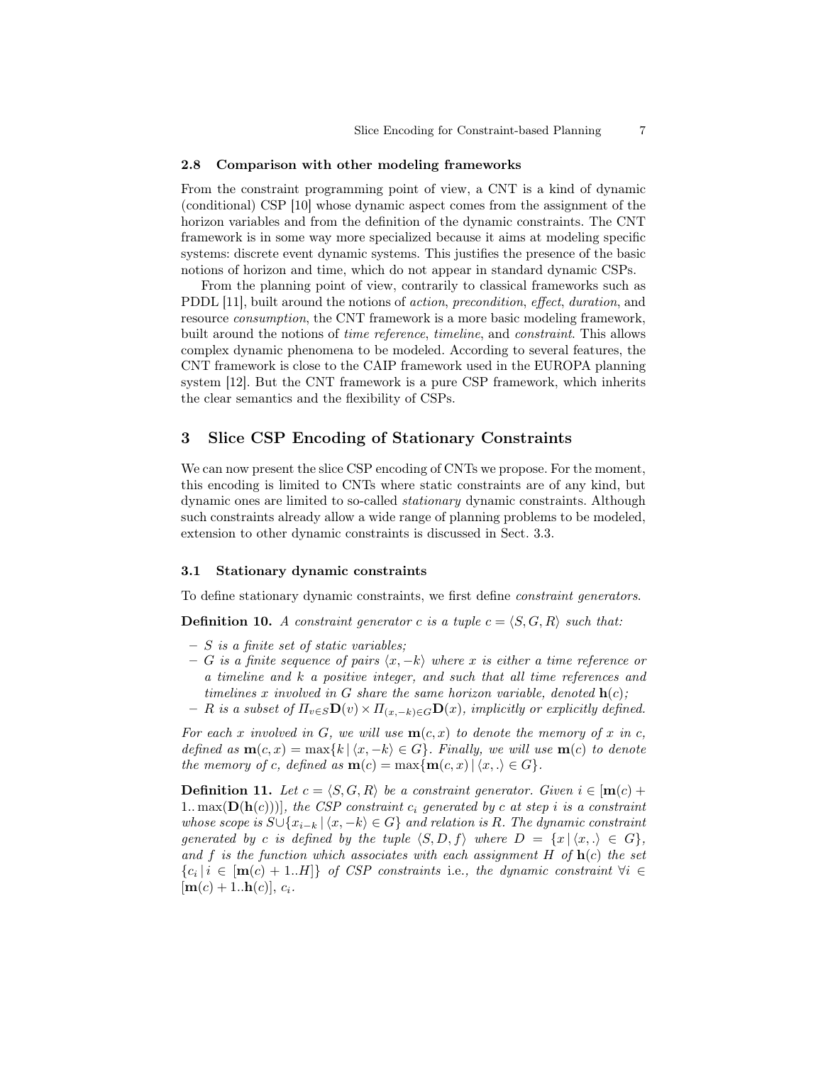### 2.8 Comparison with other modeling frameworks

From the constraint programming point of view, a CNT is a kind of dynamic (conditional) CSP [10] whose dynamic aspect comes from the assignment of the horizon variables and from the definition of the dynamic constraints. The CNT framework is in some way more specialized because it aims at modeling specific systems: discrete event dynamic systems. This justifies the presence of the basic notions of horizon and time, which do not appear in standard dynamic CSPs.

From the planning point of view, contrarily to classical frameworks such as PDDL [11], built around the notions of *action*, *precondition*, *effect*, *duration*, and resource *consumption*, the CNT framework is a more basic modeling framework, built around the notions of *time reference*, *timeline*, and *constraint*. This allows complex dynamic phenomena to be modeled. According to several features, the CNT framework is close to the CAIP framework used in the EUROPA planning system [12]. But the CNT framework is a pure CSP framework, which inherits the clear semantics and the flexibility of CSPs.

## 3 Slice CSP Encoding of Stationary Constraints

We can now present the slice CSP encoding of CNTs we propose. For the moment, this encoding is limited to CNTs where static constraints are of any kind, but dynamic ones are limited to so-called *stationary* dynamic constraints. Although such constraints already allow a wide range of planning problems to be modeled, extension to other dynamic constraints is discussed in Sect. 3.3.

### 3.1 Stationary dynamic constraints

To define stationary dynamic constraints, we first define *constraint generators*.

**Definition 10.** *A constraint generator $c$ is a tuple $c = \langle S, G, R \rangle$ such that:*

- *$S$ is a finite set of static variables;*
- *$G$ is a finite sequence of pairs $\langle x, -k \rangle$ where $x$ is either a time reference or a timeline and $k$ a positive integer, and such that all time references and timelines $x$ involved in $G$ share the same horizon variable, denoted $\mathbf{h}(c)$;*
- *$R$ is a subset of $\Pi_{v \in S} \mathbf{D}(v) \times \Pi_{\langle x, -k \rangle \in G} \mathbf{D}(x)$, implicitly or explicitly defined.*

*For each $x$ involved in $G$, we will use $\mathbf{m}(c, x)$ to denote the memory of $x$ in $c$, defined as $\mathbf{m}(c, x) = \max\{k \mid \langle x, -k \rangle \in G\}$. Finally, we will use $\mathbf{m}(c)$ to denote the memory of $c$, defined as $\mathbf{m}(c) = \max\{\mathbf{m}(c, x) \mid \langle x, . \rangle \in G\}$.*

**Definition 11.** *Let $c = \langle S, G, R \rangle$ be a constraint generator. Given $i \in [\mathbf{m}(c) + 1..\max(\mathbf{D}(\mathbf{h}(c)))]$, the CSP constraint $c_i$ generated by $c$ at step $i$ is a constraint whose scope is $S \cup \{x_{i-k} \mid \langle x, -k \rangle \in G\}$ and relation is $R$. The dynamic constraint generated by $c$ is defined by the tuple $\langle S, D, f \rangle$ where $D = \{x \mid \langle x, . \rangle \in G\}$, and $f$ is the function which associates with each assignment $H$ of $\mathbf{h}(c)$ the set $\{c_i \mid i \in [\mathbf{m}(c) + 1..H]\}$ of CSP constraints* i.e.*, the dynamic constraint $\forall i \in [\mathbf{m}(c) + 1..\mathbf{h}(c)]$, $c_i$.*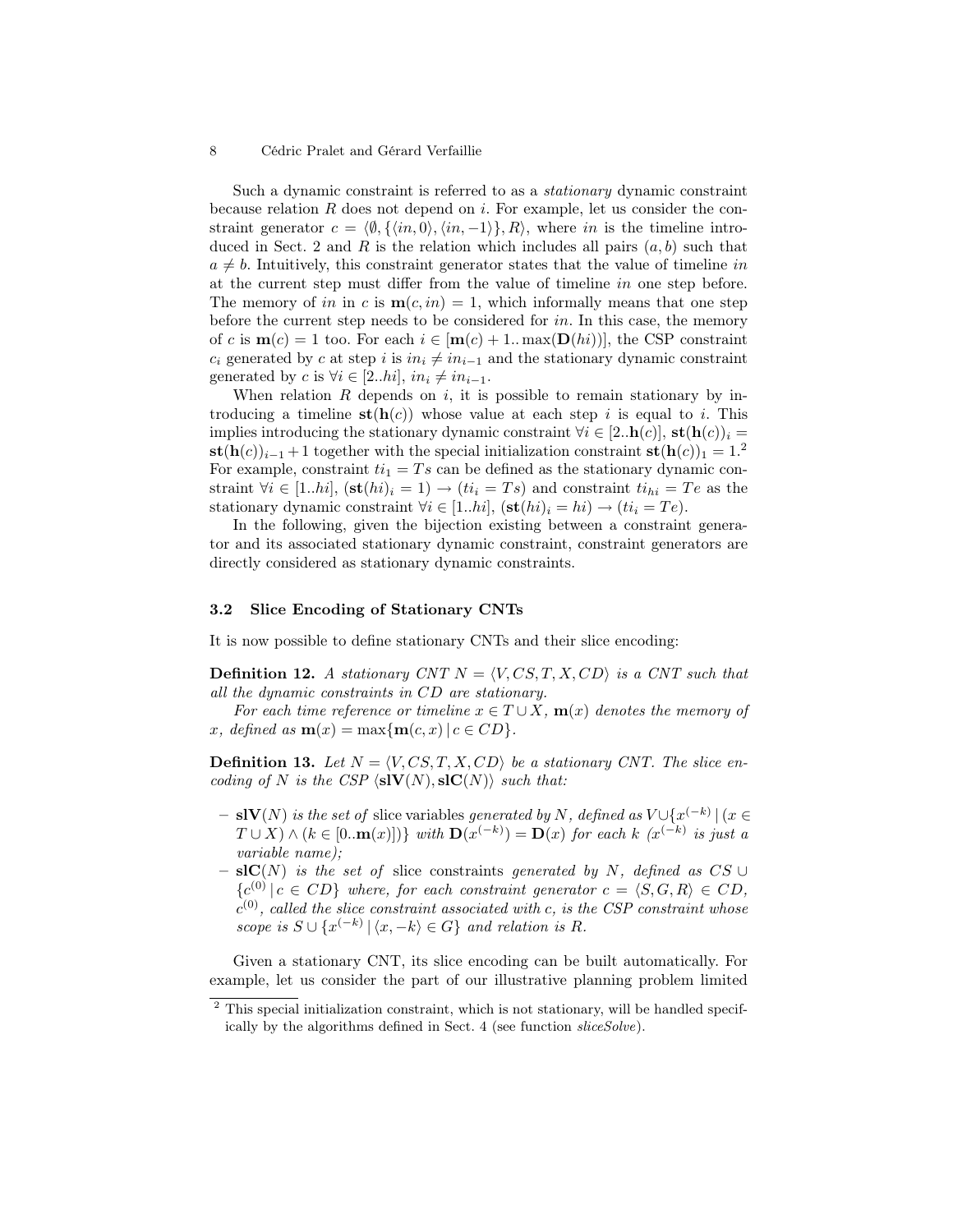Such a dynamic constraint is referred to as a *stationary* dynamic constraint because relation $R$ does not depend on $i$. For example, let us consider the constraint generator $c = \langle \emptyset, \{\langle in, 0\rangle, \langle in, -1\rangle\}, R\rangle$, where $in$ is the timeline introduced in Sect. 2 and $R$ is the relation which includes all pairs $(a, b)$ such that $a \neq b$. Intuitively, this constraint generator states that the value of timeline $in$ at the current step must differ from the value of timeline $in$ one step before. The memory of $in$ in $c$ is $\mathbf{m}(c, in) = 1$, which informally means that one step before the current step needs to be considered for $in$. In this case, the memory of $c$ is $\mathbf{m}(c) = 1$ too. For each $i \in [\mathbf{m}(c) + 1..\max(\mathbf{D}(hi))]$, the CSP constraint $c_i$ generated by $c$ at step $i$ is $in_i \neq in_{i-1}$ and the stationary dynamic constraint generated by $c$ is $\forall i \in [2..hi]$, $in_i \neq in_{i-1}$.

When relation $R$ depends on $i$, it is possible to remain stationary by introducing a timeline $\mathbf{st}(\mathbf{h}(c))$ whose value at each step $i$ is equal to $i$. This implies introducing the stationary dynamic constraint $\forall i \in [2..\mathbf{h}(c)]$, $\mathbf{st}(\mathbf{h}(c))_i = \mathbf{st}(\mathbf{h}(c))_{i-1} + 1$ together with the special initialization constraint $\mathbf{st}(\mathbf{h}(c))_1 = 1$.[2] For example, constraint $ti_1 = Ts$ can be defined as the stationary dynamic constraint $\forall i \in [1..hi]$, $(\mathbf{st}(hi)_i = 1) \rightarrow (ti_i = Ts)$ and constraint $ti_{hi} = Te$ as the stationary dynamic constraint $\forall i \in [1..hi]$, $(\mathbf{st}(hi)_i = hi) \rightarrow (ti_i = Te)$.

In the following, given the bijection existing between a constraint generator and its associated stationary dynamic constraint, constraint generators are directly considered as stationary dynamic constraints.

### 3.2 Slice Encoding of Stationary CNTs

It is now possible to define stationary CNTs and their slice encoding:

**Definition 12.** *A stationary CNT $N = \langle V, CS, T, X, CD\rangle$ is a CNT such that all the dynamic constraints in $CD$ are stationary.*

*For each time reference or timeline $x \in T \cup X$, $\mathbf{m}(x)$ denotes the memory of $x$, defined as $\mathbf{m}(x) = \max\{\mathbf{m}(c, x) \mid c \in CD\}$.*

**Definition 13.** *Let $N = \langle V, CS, T, X, CD\rangle$ be a stationary CNT. The slice encoding of $N$ is the CSP $\langle \mathbf{slV}(N), \mathbf{slC}(N)\rangle$ such that:*

- *$\mathbf{slV}(N)$ is the set of* slice variables *generated by $N$, defined as $V \cup \{x^{(-k)} \mid (x \in T \cup X) \wedge (k \in [0..\mathbf{m}(x)])\}$ with $\mathbf{D}(x^{(-k)}) = \mathbf{D}(x)$ for each $k$ ($x^{(-k)}$ is just a variable name);*
- *$\mathbf{slC}(N)$ is the set of* slice constraints *generated by $N$, defined as $CS \cup \{c^{(0)} \mid c \in CD\}$ where, for each constraint generator $c = \langle S, G, R\rangle \in CD$, $c^{(0)}$, called the slice constraint associated with $c$, is the CSP constraint whose scope is $S \cup \{x^{(-k)} \mid \langle x, -k\rangle \in G\}$ and relation is $R$.*

Given a stationary CNT, its slice encoding can be built automatically. For example, let us consider the part of our illustrative planning problem limited

[2] This special initialization constraint, which is not stationary, will be handled specifically by the algorithms defined in Sect. 4 (see function *sliceSolve*).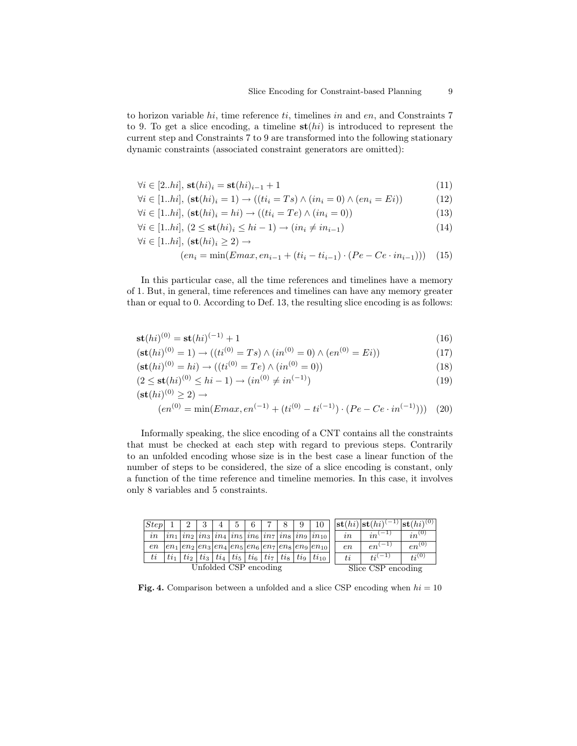to horizon variable $hi$, time reference $ti$, timelines $in$ and $en$, and Constraints 7 to 9. To get a slice encoding, a timeline $\mathbf{st}(hi)$ is introduced to represent the current step and Constraints 7 to 9 are transformed into the following stationary dynamic constraints (associated constraint generators are omitted):

$$\forall i \in [2..hi],\ \mathbf{st}(hi)_i = \mathbf{st}(hi)_{i-1} + 1 \tag{11}$$

$$\forall i \in [1..hi],\ (\mathbf{st}(hi)_i = 1) \rightarrow ((ti_i = Ts) \wedge (in_i = 0) \wedge (en_i = Ei)) \tag{12}$$

$$\forall i \in [1..hi],\ (\mathbf{st}(hi)_i = hi) \rightarrow ((ti_i = Te) \wedge (in_i = 0)) \tag{13}$$

$$\forall i \in [1..hi],\ (2 \leq \mathbf{st}(hi)_i \leq hi - 1) \rightarrow (in_i \neq in_{i-1}) \tag{14}$$

$$\forall i \in [1..hi],\ (\mathbf{st}(hi)_i \geq 2) \rightarrow (en_i = \min(Emax, en_{i-1} + (ti_i - ti_{i-1}) \cdot (Pe - Ce \cdot in_{i-1}))) \tag{15}$$

In this particular case, all the time references and timelines have a memory of 1. But, in general, time references and timelines can have any memory greater than or equal to 0. According to Def. 13, the resulting slice encoding is as follows:

$$\mathbf{st}(hi)^{(0)} = \mathbf{st}(hi)^{(-1)} + 1 \tag{16}$$

$$(\mathbf{st}(hi)^{(0)} = 1) \rightarrow ((ti^{(0)} = Ts) \wedge (in^{(0)} = 0) \wedge (en^{(0)} = Ei)) \tag{17}$$

$$(\mathbf{st}(hi)^{(0)} = hi) \rightarrow ((ti^{(0)} = Te) \wedge (in^{(0)} = 0)) \tag{18}$$

$$(2 \leq \mathbf{st}(hi)^{(0)} \leq hi - 1) \rightarrow (in^{(0)} \neq in^{(-1)}) \tag{19}$$

$$(\mathbf{st}(hi)^{(0)} \geq 2) \rightarrow (en^{(0)} = \min(Emax, en^{(-1)} + (ti^{(0)} - ti^{(-1)}) \cdot (Pe - Ce \cdot in^{(-1)}))) \tag{20}$$

Informally speaking, the slice encoding of a CNT contains all the constraints that must be checked at each step with regard to previous steps. Contrarily to an unfolded encoding whose size is in the best case a linear function of the number of steps to be considered, the size of a slice encoding is constant, only a function of the time reference and timeline memories. In this case, it involves only 8 variables and 5 constraints.

| $Step$ | 1 | 2 | 3 | 4 | 5 | 6 | 7 | 8 | 9 | 10 |
|---|---|---|---|---|---|---|---|---|---|---|
| $in$ | $in_1$ | $in_2$ | $in_3$ | $in_4$ | $in_5$ | $in_6$ | $in_7$ | $in_8$ | $in_9$ | $in_{10}$ |
| $en$ | $en_1$ | $en_2$ | $en_3$ | $en_4$ | $en_5$ | $en_6$ | $en_7$ | $en_8$ | $en_9$ | $en_{10}$ |
| $ti$ | $ti_1$ | $ti_2$ | $ti_3$ | $ti_4$ | $ti_5$ | $ti_6$ | $ti_7$ | $ti_8$ | $ti_9$ | $ti_{10}$ |

Unfolded CSP encoding

| $\mathbf{st}(hi)$ | $\mathbf{st}(hi)^{(-1)}$ | $\mathbf{st}(hi)^{(0)}$ |
|---|---|---|
| $in$ | $in^{(-1)}$ | $in^{(0)}$ |
| $en$ | $en^{(-1)}$ | $en^{(0)}$ |
| $ti$ | $ti^{(-1)}$ | $ti^{(0)}$ |

Slice CSP encoding

**Fig. 4.** Comparison between a unfolded and a slice CSP encoding when $hi = 10$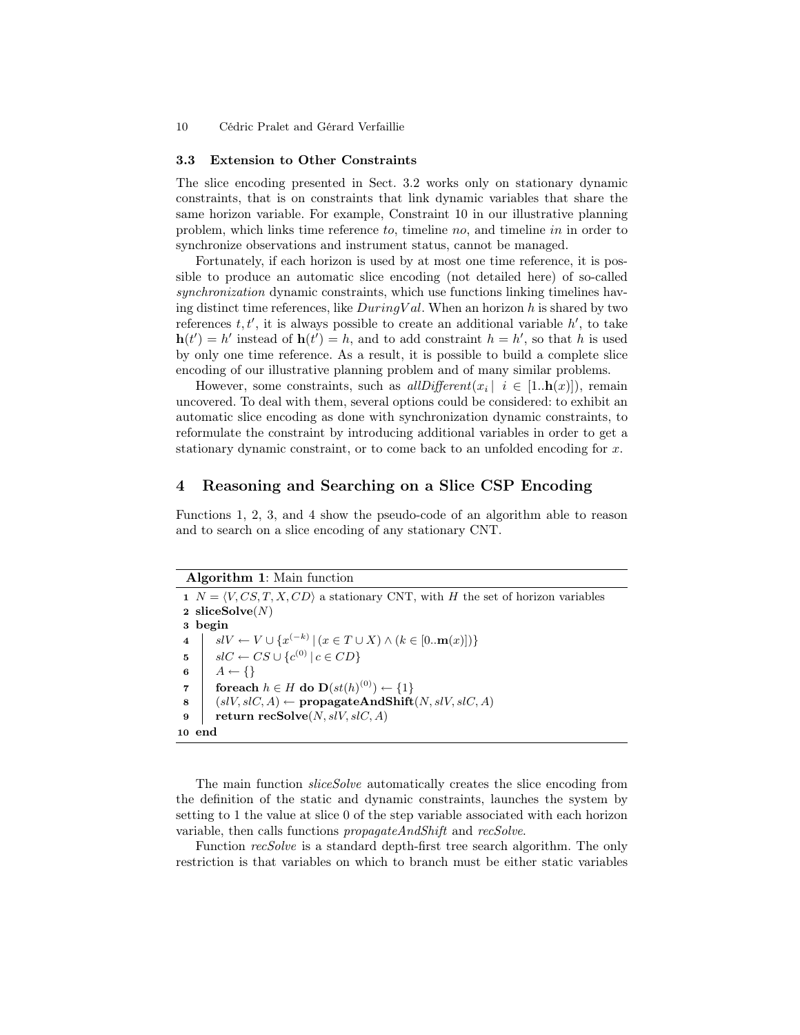### 3.3 Extension to Other Constraints

The slice encoding presented in Sect. 3.2 works only on stationary dynamic constraints, that is on constraints that link dynamic variables that share the same horizon variable. For example, Constraint 10 in our illustrative planning problem, which links time reference *to*, timeline *no*, and timeline *in* in order to synchronize observations and instrument status, cannot be managed.

Fortunately, if each horizon is used by at most one time reference, it is possible to produce an automatic slice encoding (not detailed here) of so-called *synchronization* dynamic constraints, which use functions linking timelines having distinct time references, like $DuringVal$. When an horizon $h$ is shared by two references $t, t'$, it is always possible to create an additional variable $h'$, to take $\mathbf{h}(t') = h'$ instead of $\mathbf{h}(t') = h$, and to add constraint $h = h'$, so that $h$ is used by only one time reference. As a result, it is possible to build a complete slice encoding of our illustrative planning problem and of many similar problems.

However, some constraints, such as $allDifferent(x_i \mid i \in [1..\mathbf{h}(x)])$, remain uncovered. To deal with them, several options could be considered: to exhibit an automatic slice encoding as done with synchronization dynamic constraints, to reformulate the constraint by introducing additional variables in order to get a stationary dynamic constraint, or to come back to an unfolded encoding for $x$.

## 4 Reasoning and Searching on a Slice CSP Encoding

Functions 1, 2, 3, and 4 show the pseudo-code of an algorithm able to reason and to search on a slice encoding of any stationary CNT.

**Algorithm 1**: Main function

```
1  N = ⟨V, CS, T, X, CD⟩ a stationary CNT, with H the set of horizon variables
2  sliceSolve(N)
3  begin
4      slV ← V ∪ {x^(−k) | (x ∈ T ∪ X) ∧ (k ∈ [0..m(x)])}
5      slC ← CS ∪ {c^(0) | c ∈ CD}
6      A ← {}
7      foreach h ∈ H do D(st(h)^(0)) ← {1}
8      (slV, slC, A) ← propagateAndShift(N, slV, slC, A)
9      return recSolve(N, slV, slC, A)
10 end
```

The main function *sliceSolve* automatically creates the slice encoding from the definition of the static and dynamic constraints, launches the system by setting to 1 the value at slice 0 of the step variable associated with each horizon variable, then calls functions *propagateAndShift* and *recSolve*.

Function *recSolve* is a standard depth-first tree search algorithm. The only restriction is that variables on which to branch must be either static variables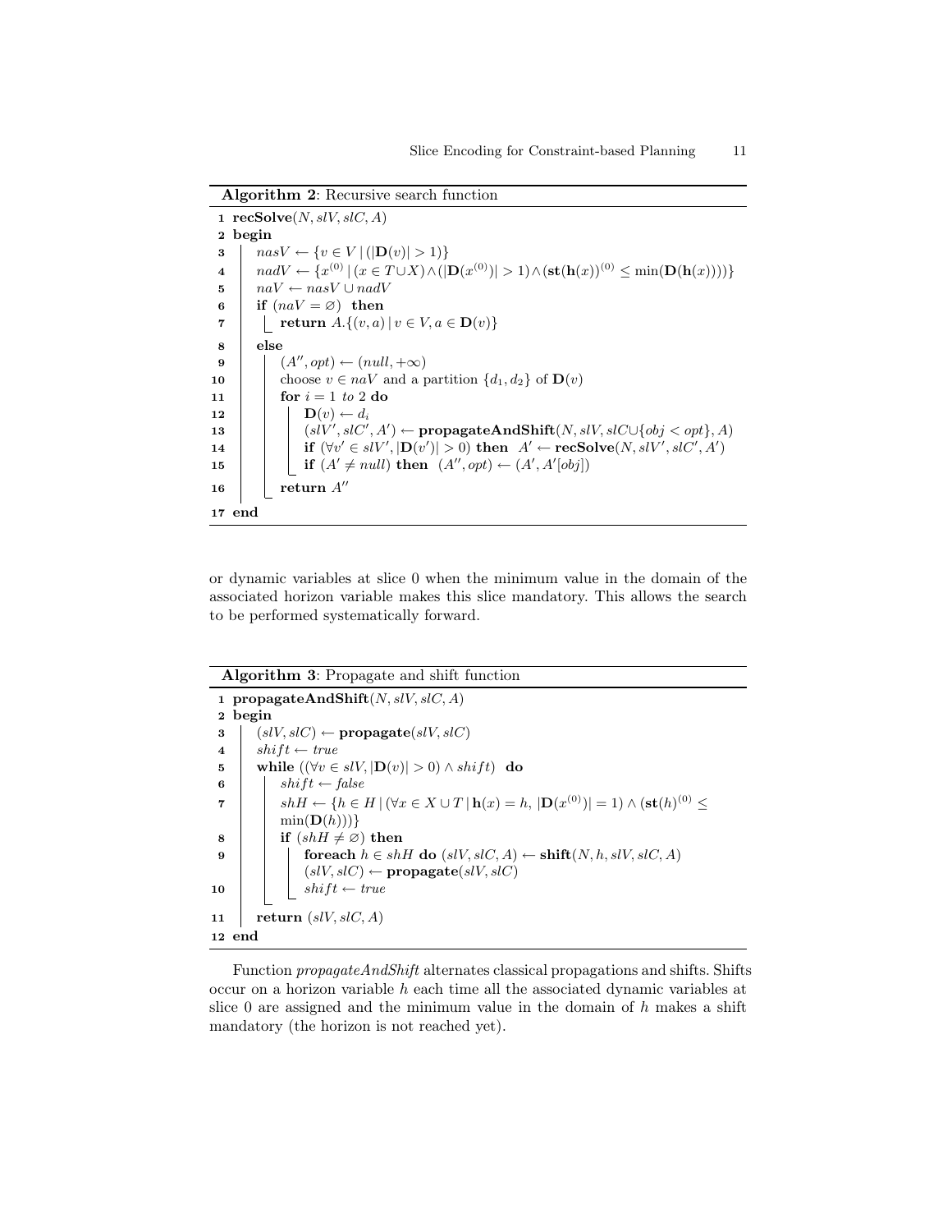**Algorithm 2**: Recursive search function

```
1  recSolve(N, slV, slC, A)
2  begin
3  |  nasV ← {v ∈ V | (|D(v)| > 1)}
4  |  nadV ← {x^(0) | (x ∈ T∪X) ∧ (|D(x^(0))| > 1) ∧ (st(h(x))^(0) ≤ min(D(h(x))))}
5  |  naV ← nasV ∪ nadV
6  |  if (naV = ∅) then
7  |  |  return A.{(v, a) | v ∈ V, a ∈ D(v)}
8  |  else
9  |  |  (A'', opt) ← (null, +∞)
10 |  |  choose v ∈ naV and a partition {d1, d2} of D(v)
11 |  |  for i = 1 to 2 do
12 |  |  |  D(v) ← d_i
13 |  |  |  (slV', slC', A') ← propagateAndShift(N, slV, slC∪{obj < opt}, A)
14 |  |  |  if (∀v' ∈ slV', |D(v')| > 0) then A' ← recSolve(N, slV', slC', A')
15 |  |  |  if (A' ≠ null) then (A'', opt) ← (A', A'[obj])
16 |  |  return A''
17 end
```

or dynamic variables at slice 0 when the minimum value in the domain of the associated horizon variable makes this slice mandatory. This allows the search to be performed systematically forward.

**Algorithm 3**: Propagate and shift function

```
1  propagateAndShift(N, slV, slC, A)
2  begin
3  |  (slV, slC) ← propagate(slV, slC)
4  |  shift ← true
5  |  while ((∀v ∈ slV, |D(v)| > 0) ∧ shift) do
6  |  |  shift ← false
7  |  |  shH ← {h ∈ H | (∀x ∈ X ∪ T | h(x) = h, |D(x^(0))| = 1) ∧ (st(h)^(0) ≤
   |  |  min(D(h)))}
8  |  |  if (shH ≠ ∅) then
9  |  |  |  foreach h ∈ shH do (slV, slC, A) ← shift(N, h, slV, slC, A)
   |  |  |  (slV, slC) ← propagate(slV, slC)
10 |  |  |  shift ← true
11 |  return (slV, slC, A)
12 end
```

Function *propagateAndShift* alternates classical propagations and shifts. Shifts occur on a horizon variable $h$ each time all the associated dynamic variables at slice 0 are assigned and the minimum value in the domain of $h$ makes a shift mandatory (the horizon is not reached yet).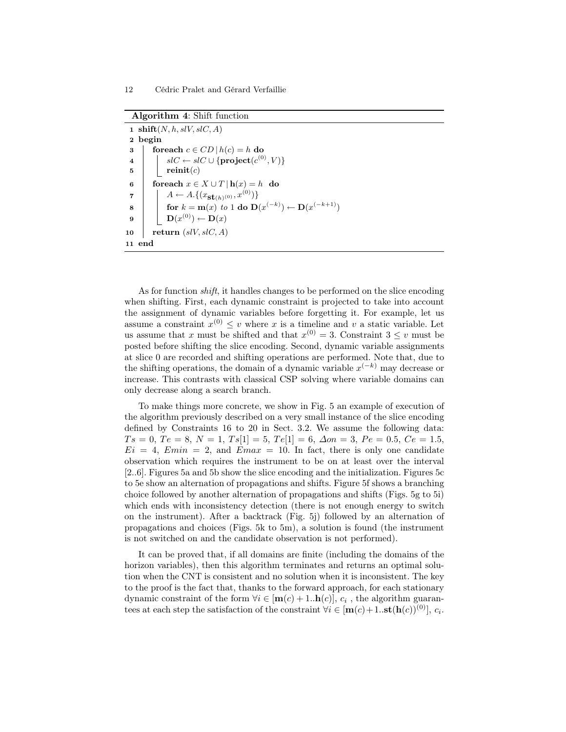**Algorithm 4**: Shift function

```
1  shift(N, h, slV, slC, A)
2  begin
3      foreach c ∈ CD | h(c) = h do
4          slC ← slC ∪ {project(c^(0), V)}
5          reinit(c)
6      foreach x ∈ X ∪ T | h(x) = h do
7          A ← A.{(x_{st(h)^(0)}, x^(0))}
8          for k = m(x) to 1 do D(x^(-k)) ← D(x^(-k+1))
9          D(x^(0)) ← D(x)
10     return (slV, slC, A)
11 end
```

As for function *shift*, it handles changes to be performed on the slice encoding when shifting. First, each dynamic constraint is projected to take into account the assignment of dynamic variables before forgetting it. For example, let us assume a constraint $x^{(0)} \leq v$ where $x$ is a timeline and $v$ a static variable. Let us assume that $x$ must be shifted and that $x^{(0)} = 3$. Constraint $3 \leq v$ must be posted before shifting the slice encoding. Second, dynamic variable assignments at slice 0 are recorded and shifting operations are performed. Note that, due to the shifting operations, the domain of a dynamic variable $x^{(-k)}$ may decrease or increase. This contrasts with classical CSP solving where variable domains can only decrease along a search branch.

To make things more concrete, we show in Fig. 5 an example of execution of the algorithm previously described on a very small instance of the slice encoding defined by Constraints 16 to 20 in Sect. 3.2. We assume the following data: $Ts = 0$, $Te = 8$, $N = 1$, $Ts[1] = 5$, $Te[1] = 6$, $\Delta on = 3$, $Pe = 0.5$, $Ce = 1.5$, $Ei = 4$, $Emin = 2$, and $Emax = 10$. In fact, there is only one candidate observation which requires the instrument to be on at least over the interval [2..6]. Figures 5a and 5b show the slice encoding and the initialization. Figures 5c to 5e show an alternation of propagations and shifts. Figure 5f shows a branching choice followed by another alternation of propagations and shifts (Figs. 5g to 5i) which ends with inconsistency detection (there is not enough energy to switch on the instrument). After a backtrack (Fig. 5j) followed by an alternation of propagations and choices (Figs. 5k to 5m), a solution is found (the instrument is not switched on and the candidate observation is not performed).

It can be proved that, if all domains are finite (including the domains of the horizon variables), then this algorithm terminates and returns an optimal solution when the CNT is consistent and no solution when it is inconsistent. The key to the proof is the fact that, thanks to the forward approach, for each stationary dynamic constraint of the form $\forall i \in [\mathbf{m}(c)+1..\mathbf{h}(c)],\ c_i$ , the algorithm guarantees at each step the satisfaction of the constraint $\forall i \in [\mathbf{m}(c)+1..\mathbf{st}(\mathbf{h}(c))^{(0)}],\ c_i$.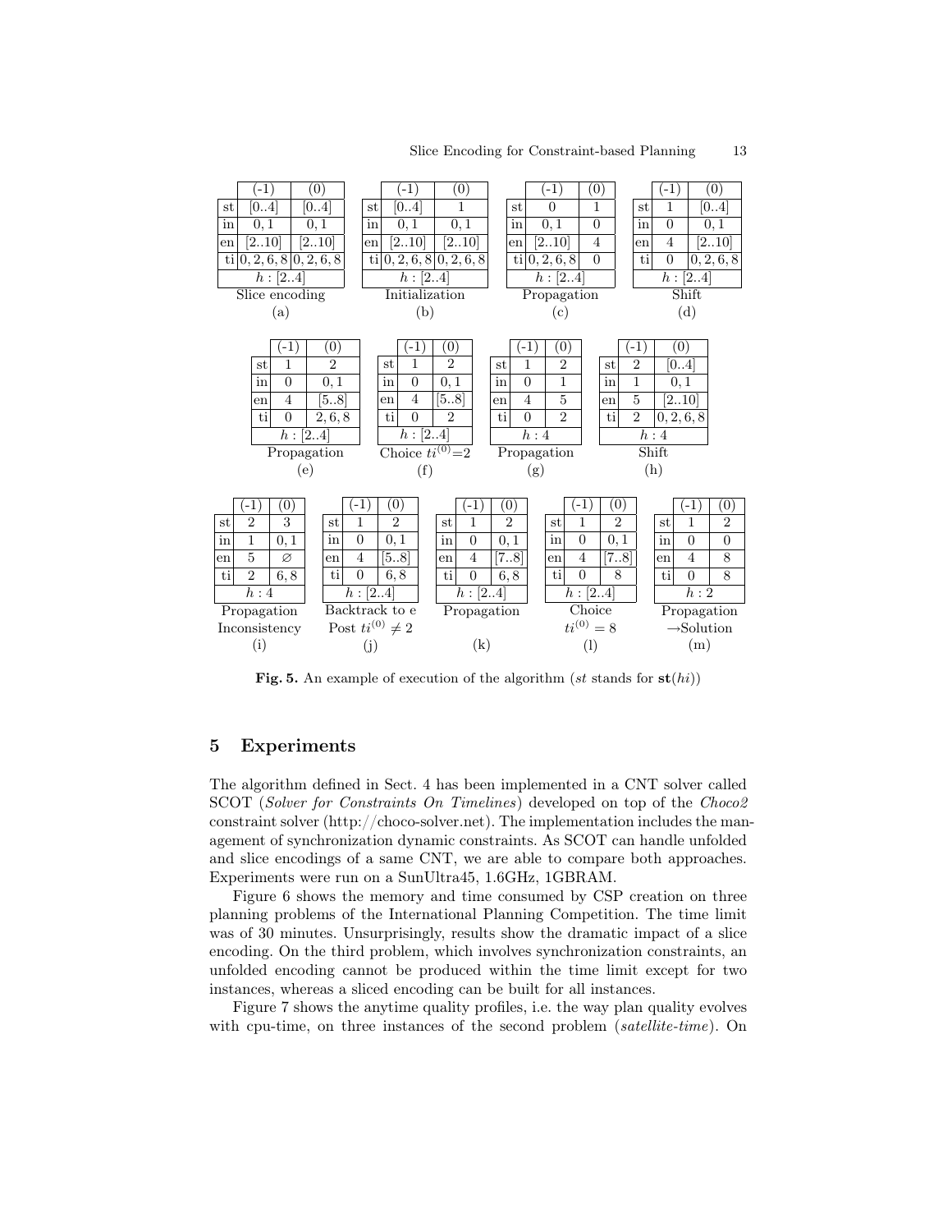| | (-1) | (0) |
|---|---|---|
| st | [0..4] | [0..4] |
| in | 0, 1 | 0, 1 |
| en | [2..10] | [2..10] |
| ti | 0, 2, 6, 8 | 0, 2, 6, 8 |
| $h$ : [2..4] | | |

Slice encoding (a)

| | (-1) | (0) |
|---|---|---|
| st | [0..4] | 1 |
| in | 0, 1 | 0, 1 |
| en | [2..10] | [2..10] |
| ti | 0, 2, 6, 8 | 0, 2, 6, 8 |
| $h$ : [2..4] | | |

Initialization (b)

| | (-1) | (0) |
|---|---|---|
| st | 0 | 1 |
| in | 0, 1 | 0 |
| en | [2..10] | 4 |
| ti | 0, 2, 6, 8 | 0 |
| $h$ : [2..4] | | |

Propagation (c)

| | (-1) | (0) |
|---|---|---|
| st | 1 | [0..4] |
| in | 0 | 0, 1 |
| en | 4 | [2..10] |
| ti | 0 | 0, 2, 6, 8 |
| $h$ : [2..4] | | |

Shift (d)

| | (-1) | (0) |
|---|---|---|
| st | 1 | 2 |
| in | 0 | 0, 1 |
| en | 4 | [5..8] |
| ti | 0 | 2, 6, 8 |
| $h$ : [2..4] | | |

Propagation (e)

| | (-1) | (0) |
|---|---|---|
| st | 1 | 2 |
| in | 0 | 0, 1 |
| en | 4 | [5..8] |
| ti | 0 | 2 |
| $h$ : [2..4] | | |

Choice $ti^{(0)}$=2 (f)

| | (-1) | (0) |
|---|---|---|
| st | 1 | 2 |
| in | 0 | 1 |
| en | 4 | 5 |
| ti | 0 | 2 |
| $h$ : 4 | | |

Propagation (g)

| | (-1) | (0) |
|---|---|---|
| st | 2 | [0..4] |
| in | 1 | 0, 1 |
| en | 5 | [2..10] |
| ti | 2 | 0, 2, 6, 8 |
| $h$ : 4 | | |

Shift (h)

| | (-1) | (0) |
|---|---|---|
| st | 2 | 3 |
| in | 1 | 0, 1 |
| en | 5 | ∅ |
| ti | 2 | 6, 8 |
| $h$ : 4 | | |

Propagation Inconsistency (i)

| | (-1) | (0) |
|---|---|---|
| st | 1 | 2 |
| in | 0 | 0, 1 |
| en | 4 | [5..8] |
| ti | 0 | 6, 8 |
| $h$ : [2..4] | | |

Backtrack to e Post $ti^{(0)} \neq 2$ (j)

| | (-1) | (0) |
|---|---|---|
| st | 1 | 2 |
| in | 0 | 0, 1 |
| en | 4 | [7..8] |
| ti | 0 | 6, 8 |
| $h$ : [2..4] | | |

Propagation (k)

| | (-1) | (0) |
|---|---|---|
| st | 1 | 2 |
| in | 0 | 0, 1 |
| en | 4 | [7..8] |
| ti | 0 | 8 |
| $h$ : [2..4] | | |

Choice $ti^{(0)} = 8$ (l)

| | (-1) | (0) |
|---|---|---|
| st | 1 | 2 |
| in | 0 | 0 |
| en | 4 | 8 |
| ti | 0 | 8 |
| $h$ : 2 | | |

Propagation →Solution (m)

**Fig. 5.** An example of execution of the algorithm (*st* stands for $\mathbf{st}(hi)$)

## 5 Experiments

The algorithm defined in Sect. 4 has been implemented in a CNT solver called SCOT (*Solver for Constraints On Timelines*) developed on top of the *Choco2* constraint solver (http://choco-solver.net). The implementation includes the management of synchronization dynamic constraints. As SCOT can handle unfolded and slice encodings of a same CNT, we are able to compare both approaches. Experiments were run on a SunUltra45, 1.6GHz, 1GBRAM.

Figure 6 shows the memory and time consumed by CSP creation on three planning problems of the International Planning Competition. The time limit was of 30 minutes. Unsurprisingly, results show the dramatic impact of a slice encoding. On the third problem, which involves synchronization constraints, an unfolded encoding cannot be produced within the time limit except for two instances, whereas a sliced encoding can be built for all instances.

Figure 7 shows the anytime quality profiles, i.e. the way plan quality evolves with cpu-time, on three instances of the second problem (*satellite-time*). On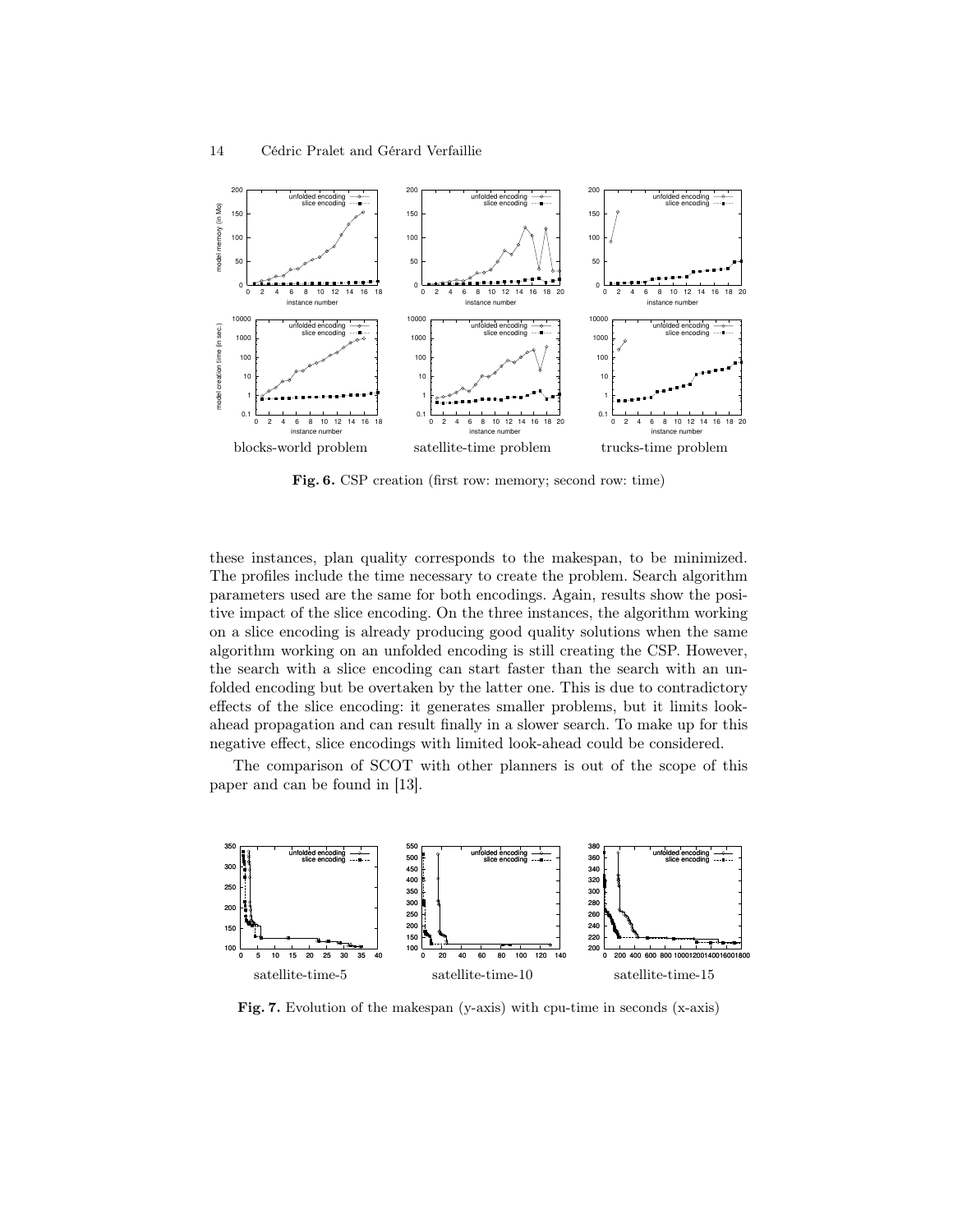blocks-world problem satellite-time problem trucks-time problem

**Fig. 6.** CSP creation (first row: memory; second row: time)

these instances, plan quality corresponds to the makespan, to be minimized. The profiles include the time necessary to create the problem. Search algorithm parameters used are the same for both encodings. Again, results show the positive impact of the slice encoding. On the three instances, the algorithm working on a slice encoding is already producing good quality solutions when the same algorithm working on an unfolded encoding is still creating the CSP. However, the search with a slice encoding can start faster than the search with an unfolded encoding but be overtaken by the latter one. This is due to contradictory effects of the slice encoding: it generates smaller problems, but it limits look-ahead propagation and can result finally in a slower search. To make up for this negative effect, slice encodings with limited look-ahead could be considered.

The comparison of SCOT with other planners is out of the scope of this paper and can be found in [13].

satellite-time-5 satellite-time-10 satellite-time-15

**Fig. 7.** Evolution of the makespan (y-axis) with cpu-time in seconds (x-axis)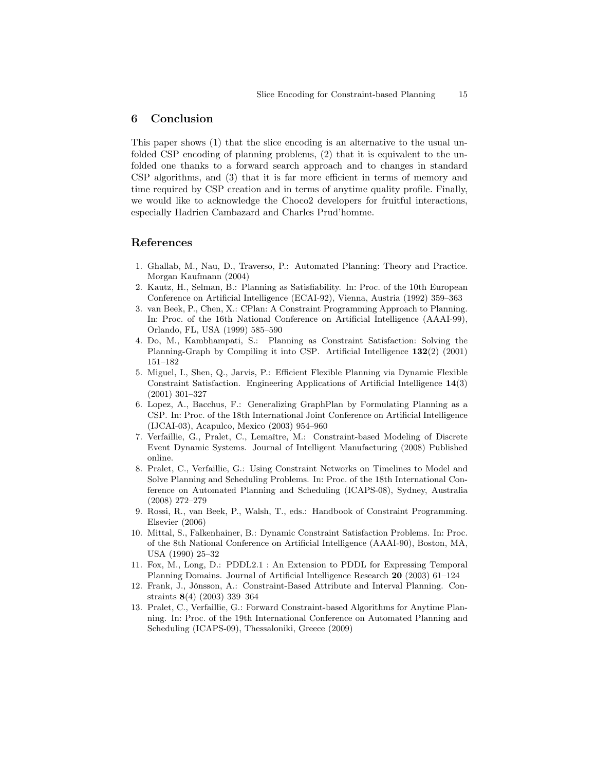## 6 Conclusion

This paper shows (1) that the slice encoding is an alternative to the usual unfolded CSP encoding of planning problems, (2) that it is equivalent to the unfolded one thanks to a forward search approach and to changes in standard CSP algorithms, and (3) that it is far more efficient in terms of memory and time required by CSP creation and in terms of anytime quality profile. Finally, we would like to acknowledge the Choco2 developers for fruitful interactions, especially Hadrien Cambazard and Charles Prud'homme.

## References

1. Ghallab, M., Nau, D., Traverso, P.: Automated Planning: Theory and Practice. Morgan Kaufmann (2004)
2. Kautz, H., Selman, B.: Planning as Satisfiability. In: Proc. of the 10th European Conference on Artificial Intelligence (ECAI-92), Vienna, Austria (1992) 359–363
3. van Beek, P., Chen, X.: CPlan: A Constraint Programming Approach to Planning. In: Proc. of the 16th National Conference on Artificial Intelligence (AAAI-99), Orlando, FL, USA (1999) 585–590
4. Do, M., Kambhampati, S.: Planning as Constraint Satisfaction: Solving the Planning-Graph by Compiling it into CSP. Artificial Intelligence **132**(2) (2001) 151–182
5. Miguel, I., Shen, Q., Jarvis, P.: Efficient Flexible Planning via Dynamic Flexible Constraint Satisfaction. Engineering Applications of Artificial Intelligence **14**(3) (2001) 301–327
6. Lopez, A., Bacchus, F.: Generalizing GraphPlan by Formulating Planning as a CSP. In: Proc. of the 18th International Joint Conference on Artificial Intelligence (IJCAI-03), Acapulco, Mexico (2003) 954–960
7. Verfaillie, G., Pralet, C., Lemaître, M.: Constraint-based Modeling of Discrete Event Dynamic Systems. Journal of Intelligent Manufacturing (2008) Published online.
8. Pralet, C., Verfaillie, G.: Using Constraint Networks on Timelines to Model and Solve Planning and Scheduling Problems. In: Proc. of the 18th International Conference on Automated Planning and Scheduling (ICAPS-08), Sydney, Australia (2008) 272–279
9. Rossi, R., van Beek, P., Walsh, T., eds.: Handbook of Constraint Programming. Elsevier (2006)
10. Mittal, S., Falkenhainer, B.: Dynamic Constraint Satisfaction Problems. In: Proc. of the 8th National Conference on Artificial Intelligence (AAAI-90), Boston, MA, USA (1990) 25–32
11. Fox, M., Long, D.: PDDL2.1 : An Extension to PDDL for Expressing Temporal Planning Domains. Journal of Artificial Intelligence Research **20** (2003) 61–124
12. Frank, J., Jónsson, A.: Constraint-Based Attribute and Interval Planning. Constraints **8**(4) (2003) 339–364
13. Pralet, C., Verfaillie, G.: Forward Constraint-based Algorithms for Anytime Planning. In: Proc. of the 19th International Conference on Automated Planning and Scheduling (ICAPS-09), Thessaloniki, Greece (2009)